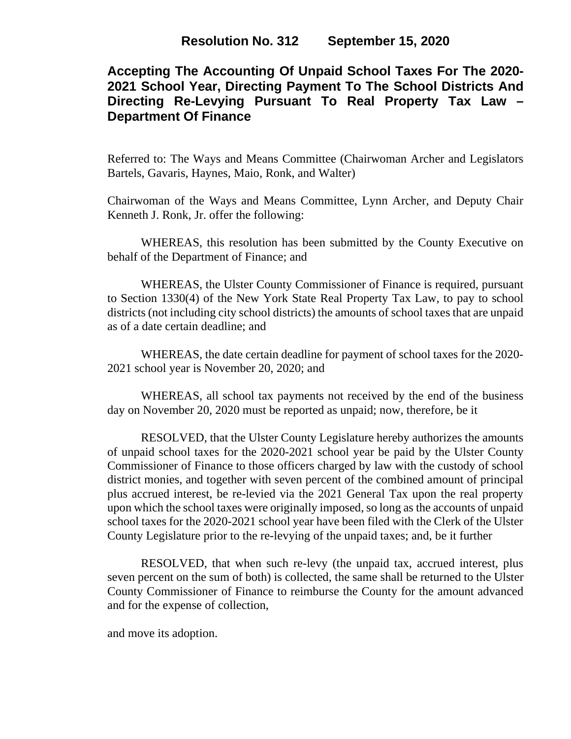# Resolution No. 312 September 15, 2020

## Accepting The Accounting Of Unpaid School Taxes For The 2020-2021 School Year, Directing Payment To The School Districts And Directing Re-Levying Pursuant To Real Property Tax Law – Department Of Finance

Referred to: The Ways and Means Committee (Chairwoman Archer and Legislators Bartels, Gavaris, Haynes, Maio, Ronk, and Walter)

Chairwoman of the Ways and Means Committee, Lynn Archer, and Deputy Chair Kenneth J. Ronk, Jr. offer the following:

WHEREAS, this resolution has been submitted by the County Executive on behalf of the Department of Finance; and

WHEREAS, the Ulster County Commissioner of Finance is required, pursuant to Section 1330(4) of the New York State Real Property Tax Law, to pay to school districts (not including city school districts) the amounts of school taxes that are unpaid as of a date certain deadline; and

WHEREAS, the date certain deadline for payment of school taxes for the 2020-2021 school year is November 20, 2020; and

WHEREAS, all school tax payments not received by the end of the business day on November 20, 2020 must be reported as unpaid; now, therefore, be it

RESOLVED, that the Ulster County Legislature hereby authorizes the amounts of unpaid school taxes for the 2020-2021 school year be paid by the Ulster County Commissioner of Finance to those officers charged by law with the custody of school district monies, and together with seven percent of the combined amount of principal plus accrued interest, be re-levied via the 2021 General Tax upon the real property upon which the school taxes were originally imposed, so long as the accounts of unpaid school taxes for the 2020-2021 school year have been filed with the Clerk of the Ulster County Legislature prior to the re-levying of the unpaid taxes; and, be it further

RESOLVED, that when such re-levy (the unpaid tax, accrued interest, plus seven percent on the sum of both) is collected, the same shall be returned to the Ulster County Commissioner of Finance to reimburse the County for the amount advanced and for the expense of collection,

and move its adoption.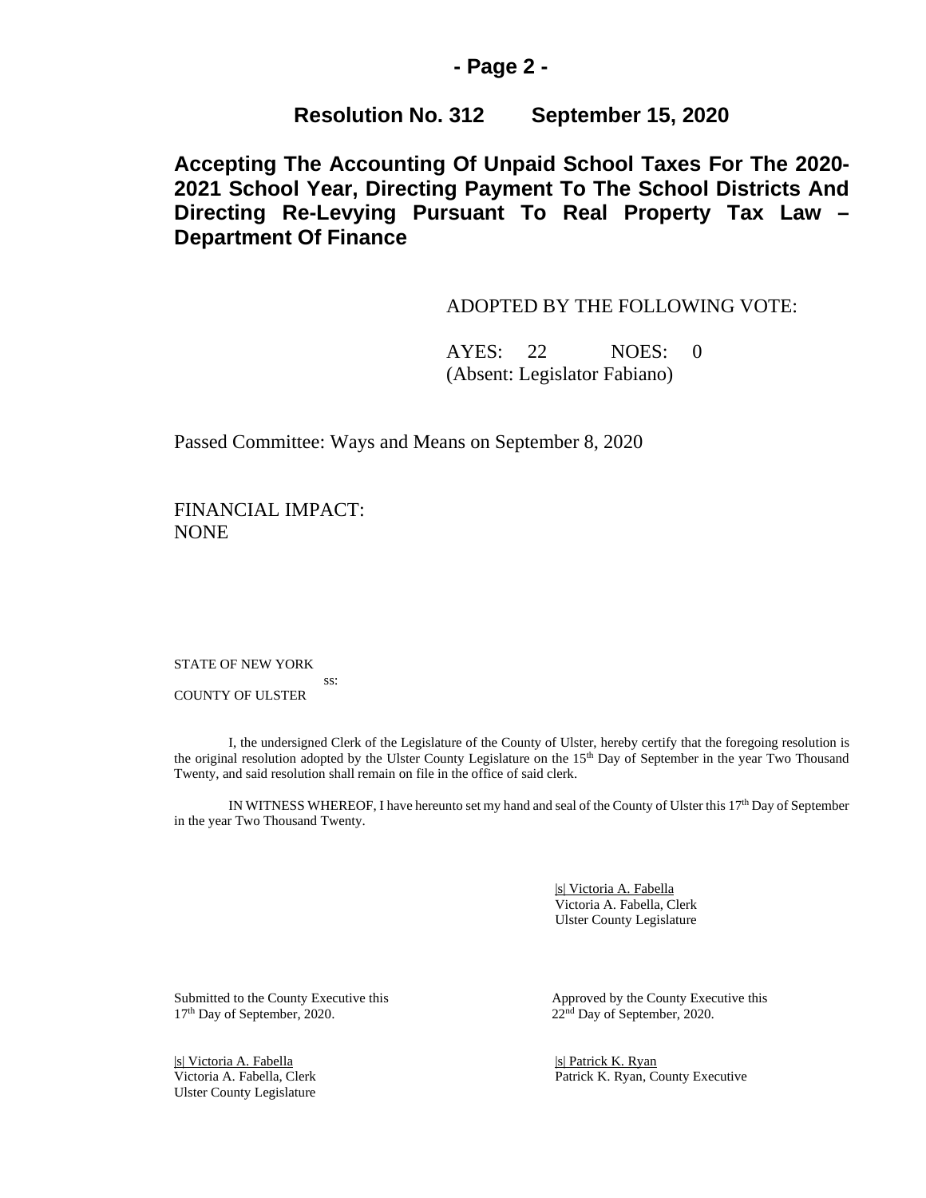## Resolution No. 312 September 15, 2020

## Accepting The Accounting Of Unpaid School Taxes For The 2020-2021 School Year, Directing Payment To The School Districts And Directing Re-Levying Pursuant To Real Property Tax Law – Department Of Finance

ADOPTED BY THE FOLLOWING VOTE:

AYES: 22 NOES: 0
(Absent: Legislator Fabiano)

Passed Committee: Ways and Means on September 8, 2020

FINANCIAL IMPACT:
NONE

STATE OF NEW YORK
ss:
COUNTY OF ULSTER

I, the undersigned Clerk of the Legislature of the County of Ulster, hereby certify that the foregoing resolution is the original resolution adopted by the Ulster County Legislature on the 15th Day of September in the year Two Thousand Twenty, and said resolution shall remain on file in the office of said clerk.

IN WITNESS WHEREOF, I have hereunto set my hand and seal of the County of Ulster this 17th Day of September in the year Two Thousand Twenty.

|s| Victoria A. Fabella
Victoria A. Fabella, Clerk
Ulster County Legislature

Submitted to the County Executive this
17th Day of September, 2020.

|s| Victoria A. Fabella
Victoria A. Fabella, Clerk
Ulster County Legislature

Approved by the County Executive this
22nd Day of September, 2020.

|s| Patrick K. Ryan
Patrick K. Ryan, County Executive